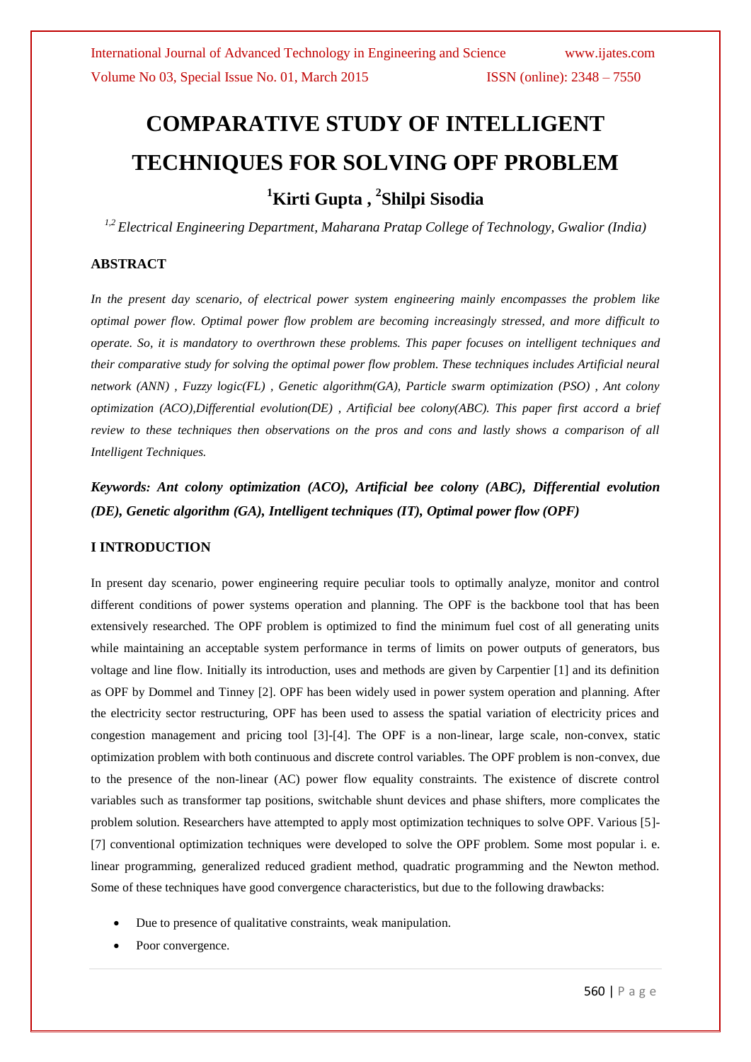# COMPARATIVE STUDY OF INTELLIGENT TECHNIQUES FOR SOLVING OPF PROBLEM

**[1]Kirti Gupta , [2]Shilpi Sisodia**

*[1,2] Electrical Engineering Department, Maharana Pratap College of Technology, Gwalior (India)*

## ABSTRACT

*In the present day scenario, of electrical power system engineering mainly encompasses the problem like optimal power flow. Optimal power flow problem are becoming increasingly stressed, and more difficult to operate. So, it is mandatory to overthrown these problems. This paper focuses on intelligent techniques and their comparative study for solving the optimal power flow problem. These techniques includes Artificial neural network (ANN) , Fuzzy logic(FL) , Genetic algorithm(GA), Particle swarm optimization (PSO) , Ant colony optimization (ACO),Differential evolution(DE) , Artificial bee colony(ABC). This paper first accord a brief review to these techniques then observations on the pros and cons and lastly shows a comparison of all Intelligent Techniques.*

***Keywords: Ant colony optimization (ACO), Artificial bee colony (ABC), Differential evolution (DE), Genetic algorithm (GA), Intelligent techniques (IT), Optimal power flow (OPF)***

## I INTRODUCTION

In present day scenario, power engineering require peculiar tools to optimally analyze, monitor and control different conditions of power systems operation and planning. The OPF is the backbone tool that has been extensively researched. The OPF problem is optimized to find the minimum fuel cost of all generating units while maintaining an acceptable system performance in terms of limits on power outputs of generators, bus voltage and line flow. Initially its introduction, uses and methods are given by Carpentier [1] and its definition as OPF by Dommel and Tinney [2]. OPF has been widely used in power system operation and planning. After the electricity sector restructuring, OPF has been used to assess the spatial variation of electricity prices and congestion management and pricing tool [3]-[4]. The OPF is a non-linear, large scale, non-convex, static optimization problem with both continuous and discrete control variables. The OPF problem is non-convex, due to the presence of the non-linear (AC) power flow equality constraints. The existence of discrete control variables such as transformer tap positions, switchable shunt devices and phase shifters, more complicates the problem solution. Researchers have attempted to apply most optimization techniques to solve OPF. Various [5]-[7] conventional optimization techniques were developed to solve the OPF problem. Some most popular i. e. linear programming, generalized reduced gradient method, quadratic programming and the Newton method. Some of these techniques have good convergence characteristics, but due to the following drawbacks:

- Due to presence of qualitative constraints, weak manipulation.
- Poor convergence.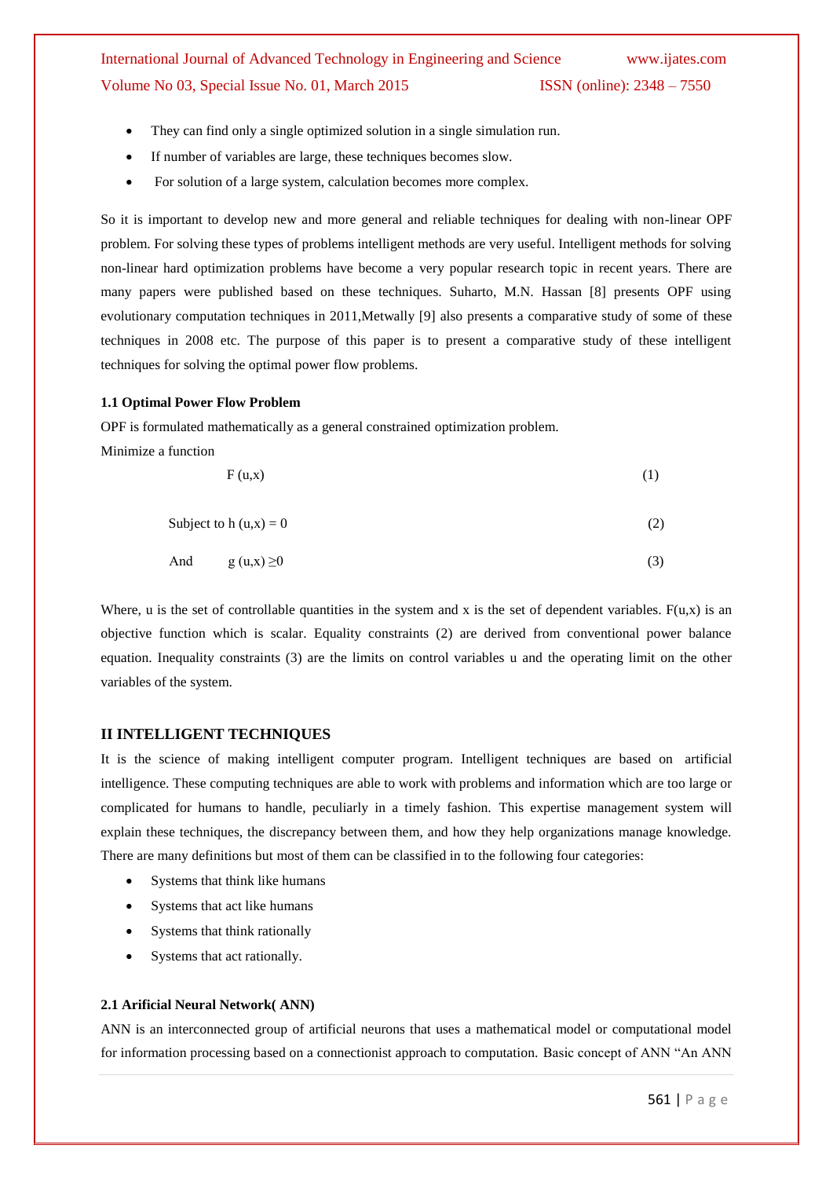- They can find only a single optimized solution in a single simulation run.
- If number of variables are large, these techniques becomes slow.
- For solution of a large system, calculation becomes more complex.

So it is important to develop new and more general and reliable techniques for dealing with non-linear OPF problem. For solving these types of problems intelligent methods are very useful. Intelligent methods for solving non-linear hard optimization problems have become a very popular research topic in recent years. There are many papers were published based on these techniques. Suharto, M.N. Hassan [8] presents OPF using evolutionary computation techniques in 2011,Metwally [9] also presents a comparative study of some of these techniques in 2008 etc. The purpose of this paper is to present a comparative study of these intelligent techniques for solving the optimal power flow problems.

### 1.1 Optimal Power Flow Problem

OPF is formulated mathematically as a general constrained optimization problem.

Minimize a function

$$F(u,x) \tag{1}$$

Subject to

$$h(u,x) = 0 \tag{2}$$

And

$$g(u,x) \geq 0 \tag{3}$$

Where, u is the set of controllable quantities in the system and x is the set of dependent variables. $F(u,x)$ is an objective function which is scalar. Equality constraints (2) are derived from conventional power balance equation. Inequality constraints (3) are the limits on control variables u and the operating limit on the other variables of the system.

## II INTELLIGENT TECHNIQUES

It is the science of making intelligent computer program. Intelligent techniques are based on artificial intelligence. These computing techniques are able to work with problems and information which are too large or complicated for humans to handle, peculiarly in a timely fashion. This expertise management system will explain these techniques, the discrepancy between them, and how they help organizations manage knowledge. There are many definitions but most of them can be classified in to the following four categories:

- Systems that think like humans
- Systems that act like humans
- Systems that think rationally
- Systems that act rationally.

### 2.1 Arificial Neural Network( ANN)

ANN is an interconnected group of artificial neurons that uses a mathematical model or computational model for information processing based on a connectionist approach to computation. Basic concept of ANN "An ANN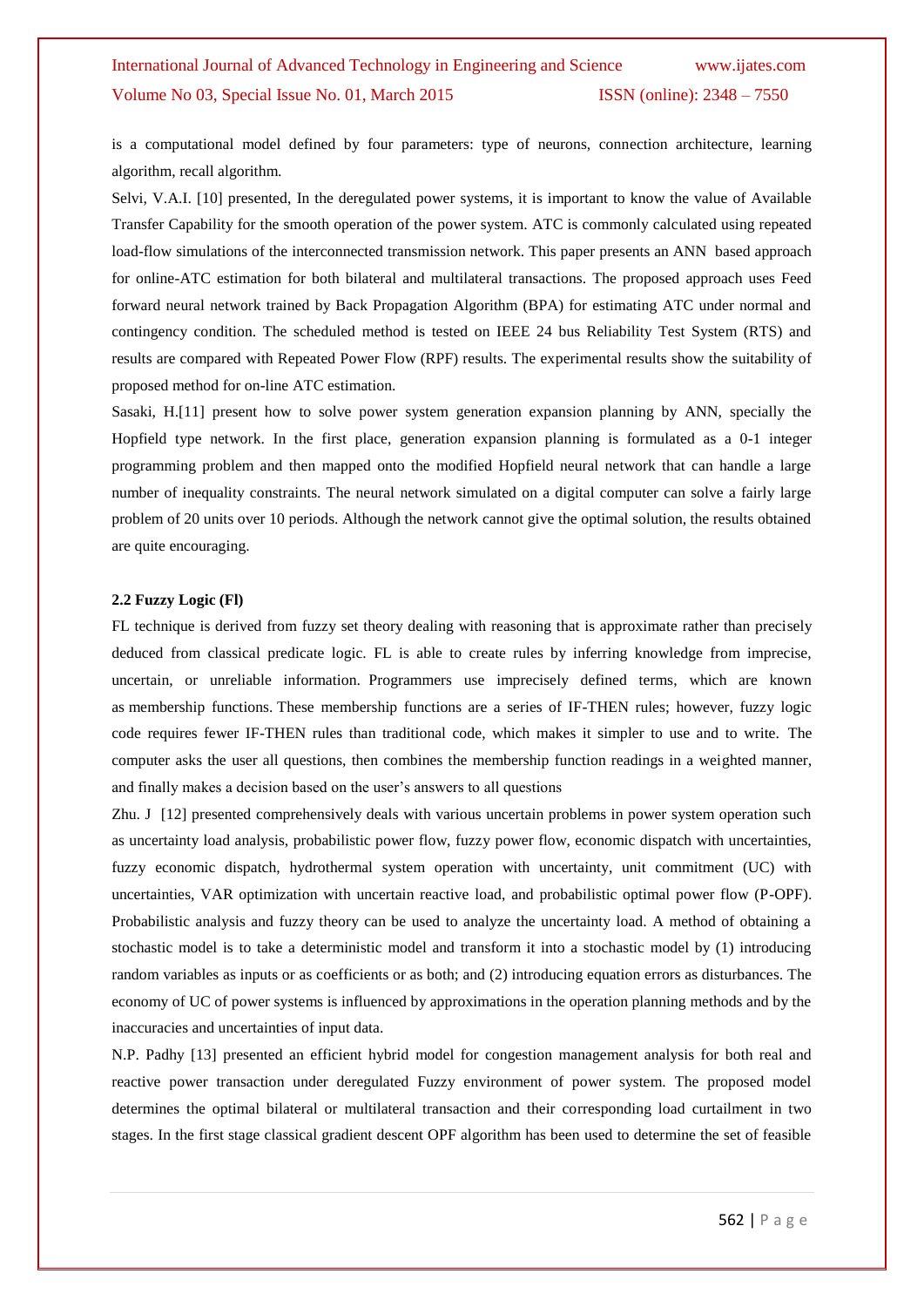is a computational model defined by four parameters: type of neurons, connection architecture, learning algorithm, recall algorithm.

Selvi, V.A.I. [10] presented, In the deregulated power systems, it is important to know the value of Available Transfer Capability for the smooth operation of the power system. ATC is commonly calculated using repeated load-flow simulations of the interconnected transmission network. This paper presents an ANN based approach for online-ATC estimation for both bilateral and multilateral transactions. The proposed approach uses Feed forward neural network trained by Back Propagation Algorithm (BPA) for estimating ATC under normal and contingency condition. The scheduled method is tested on IEEE 24 bus Reliability Test System (RTS) and results are compared with Repeated Power Flow (RPF) results. The experimental results show the suitability of proposed method for on-line ATC estimation.

Sasaki, H.[11] present how to solve power system generation expansion planning by ANN, specially the Hopfield type network. In the first place, generation expansion planning is formulated as a 0-1 integer programming problem and then mapped onto the modified Hopfield neural network that can handle a large number of inequality constraints. The neural network simulated on a digital computer can solve a fairly large problem of 20 units over 10 periods. Although the network cannot give the optimal solution, the results obtained are quite encouraging.

### 2.2 Fuzzy Logic (Fl)

FL technique is derived from fuzzy set theory dealing with reasoning that is approximate rather than precisely deduced from classical predicate logic. FL is able to create rules by inferring knowledge from imprecise, uncertain, or unreliable information. Programmers use imprecisely defined terms, which are known as membership functions. These membership functions are a series of IF-THEN rules; however, fuzzy logic code requires fewer IF-THEN rules than traditional code, which makes it simpler to use and to write. The computer asks the user all questions, then combines the membership function readings in a weighted manner, and finally makes a decision based on the user's answers to all questions

Zhu. J [12] presented comprehensively deals with various uncertain problems in power system operation such as uncertainty load analysis, probabilistic power flow, fuzzy power flow, economic dispatch with uncertainties, fuzzy economic dispatch, hydrothermal system operation with uncertainty, unit commitment (UC) with uncertainties, VAR optimization with uncertain reactive load, and probabilistic optimal power flow (P-OPF). Probabilistic analysis and fuzzy theory can be used to analyze the uncertainty load. A method of obtaining a stochastic model is to take a deterministic model and transform it into a stochastic model by (1) introducing random variables as inputs or as coefficients or as both; and (2) introducing equation errors as disturbances. The economy of UC of power systems is influenced by approximations in the operation planning methods and by the inaccuracies and uncertainties of input data.

N.P. Padhy [13] presented an efficient hybrid model for congestion management analysis for both real and reactive power transaction under deregulated Fuzzy environment of power system. The proposed model determines the optimal bilateral or multilateral transaction and their corresponding load curtailment in two stages. In the first stage classical gradient descent OPF algorithm has been used to determine the set of feasible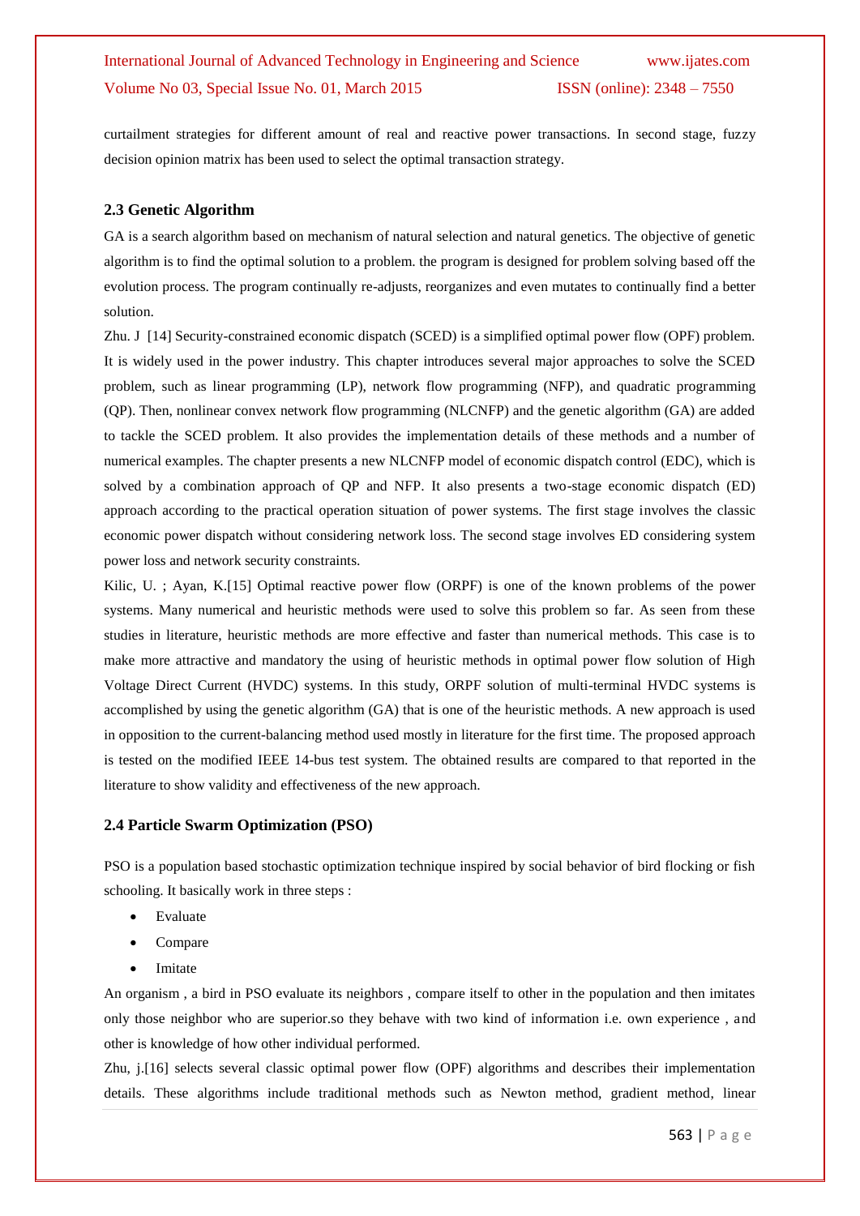curtailment strategies for different amount of real and reactive power transactions. In second stage, fuzzy decision opinion matrix has been used to select the optimal transaction strategy.

### 2.3 Genetic Algorithm

GA is a search algorithm based on mechanism of natural selection and natural genetics. The objective of genetic algorithm is to find the optimal solution to a problem. the program is designed for problem solving based off the evolution process. The program continually re-adjusts, reorganizes and even mutates to continually find a better solution.

Zhu. J [14] Security-constrained economic dispatch (SCED) is a simplified optimal power flow (OPF) problem. It is widely used in the power industry. This chapter introduces several major approaches to solve the SCED problem, such as linear programming (LP), network flow programming (NFP), and quadratic programming (QP). Then, nonlinear convex network flow programming (NLCNFP) and the genetic algorithm (GA) are added to tackle the SCED problem. It also provides the implementation details of these methods and a number of numerical examples. The chapter presents a new NLCNFP model of economic dispatch control (EDC), which is solved by a combination approach of QP and NFP. It also presents a two-stage economic dispatch (ED) approach according to the practical operation situation of power systems. The first stage involves the classic economic power dispatch without considering network loss. The second stage involves ED considering system power loss and network security constraints.

Kilic, U. ; Ayan, K.[15] Optimal reactive power flow (ORPF) is one of the known problems of the power systems. Many numerical and heuristic methods were used to solve this problem so far. As seen from these studies in literature, heuristic methods are more effective and faster than numerical methods. This case is to make more attractive and mandatory the using of heuristic methods in optimal power flow solution of High Voltage Direct Current (HVDC) systems. In this study, ORPF solution of multi-terminal HVDC systems is accomplished by using the genetic algorithm (GA) that is one of the heuristic methods. A new approach is used in opposition to the current-balancing method used mostly in literature for the first time. The proposed approach is tested on the modified IEEE 14-bus test system. The obtained results are compared to that reported in the literature to show validity and effectiveness of the new approach.

### 2.4 Particle Swarm Optimization (PSO)

PSO is a population based stochastic optimization technique inspired by social behavior of bird flocking or fish schooling. It basically work in three steps :

- Evaluate
- Compare
- Imitate

An organism , a bird in PSO evaluate its neighbors , compare itself to other in the population and then imitates only those neighbor who are superior.so they behave with two kind of information i.e. own experience , and other is knowledge of how other individual performed.

Zhu, j.[16] selects several classic optimal power flow (OPF) algorithms and describes their implementation details. These algorithms include traditional methods such as Newton method, gradient method, linear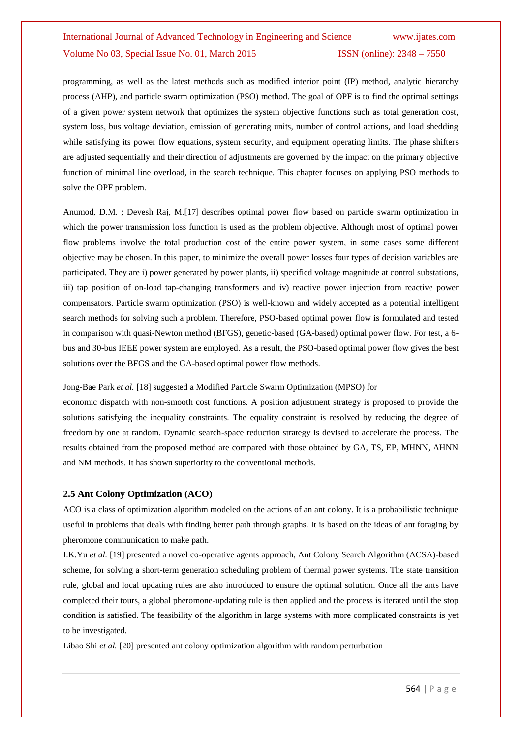programming, as well as the latest methods such as modified interior point (IP) method, analytic hierarchy process (AHP), and particle swarm optimization (PSO) method. The goal of OPF is to find the optimal settings of a given power system network that optimizes the system objective functions such as total generation cost, system loss, bus voltage deviation, emission of generating units, number of control actions, and load shedding while satisfying its power flow equations, system security, and equipment operating limits. The phase shifters are adjusted sequentially and their direction of adjustments are governed by the impact on the primary objective function of minimal line overload, in the search technique. This chapter focuses on applying PSO methods to solve the OPF problem.

Anumod, D.M. ; Devesh Raj, M.[17] describes optimal power flow based on particle swarm optimization in which the power transmission loss function is used as the problem objective. Although most of optimal power flow problems involve the total production cost of the entire power system, in some cases some different objective may be chosen. In this paper, to minimize the overall power losses four types of decision variables are participated. They are i) power generated by power plants, ii) specified voltage magnitude at control substations, iii) tap position of on-load tap-changing transformers and iv) reactive power injection from reactive power compensators. Particle swarm optimization (PSO) is well-known and widely accepted as a potential intelligent search methods for solving such a problem. Therefore, PSO-based optimal power flow is formulated and tested in comparison with quasi-Newton method (BFGS), genetic-based (GA-based) optimal power flow. For test, a 6-bus and 30-bus IEEE power system are employed. As a result, the PSO-based optimal power flow gives the best solutions over the BFGS and the GA-based optimal power flow methods.

Jong-Bae Park *et al.* [18] suggested a Modified Particle Swarm Optimization (MPSO) for economic dispatch with non-smooth cost functions. A position adjustment strategy is proposed to provide the solutions satisfying the inequality constraints. The equality constraint is resolved by reducing the degree of freedom by one at random. Dynamic search-space reduction strategy is devised to accelerate the process. The results obtained from the proposed method are compared with those obtained by GA, TS, EP, MHNN, AHNN and NM methods. It has shown superiority to the conventional methods.

### 2.5 Ant Colony Optimization (ACO)

ACO is a class of optimization algorithm modeled on the actions of an ant colony. It is a probabilistic technique useful in problems that deals with finding better path through graphs. It is based on the ideas of ant foraging by pheromone communication to make path.

I.K.Yu *et al.* [19] presented a novel co-operative agents approach, Ant Colony Search Algorithm (ACSA)-based scheme, for solving a short-term generation scheduling problem of thermal power systems. The state transition rule, global and local updating rules are also introduced to ensure the optimal solution. Once all the ants have completed their tours, a global pheromone-updating rule is then applied and the process is iterated until the stop condition is satisfied. The feasibility of the algorithm in large systems with more complicated constraints is yet to be investigated.

Libao Shi *et al.* [20] presented ant colony optimization algorithm with random perturbation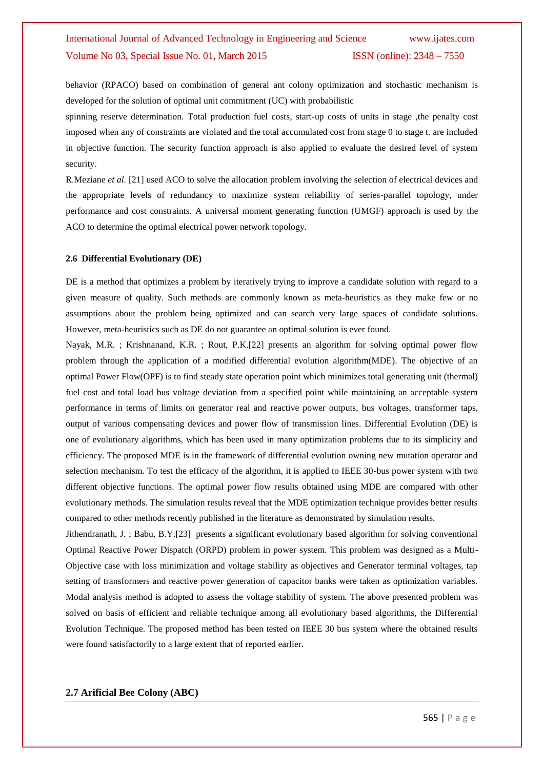behavior (RPACO) based on combination of general ant colony optimization and stochastic mechanism is developed for the solution of optimal unit commitment (UC) with probabilistic

spinning reserve determination. Total production fuel costs, start-up costs of units in stage ,the penalty cost imposed when any of constraints are violated and the total accumulated cost from stage 0 to stage t. are included in objective function. The security function approach is also applied to evaluate the desired level of system security.

R.Meziane *et al.* [21] used ACO to solve the allocation problem involving the selection of electrical devices and the appropriate levels of redundancy to maximize system reliability of series-parallel topology, under performance and cost constraints. A universal moment generating function (UMGF) approach is used by the ACO to determine the optimal electrical power network topology.

### 2.6 Differential Evolutionary (DE)

DE is a method that optimizes a problem by iteratively trying to improve a candidate solution with regard to a given measure of quality. Such methods are commonly known as meta-heuristics as they make few or no assumptions about the problem being optimized and can search very large spaces of candidate solutions. However, meta-heuristics such as DE do not guarantee an optimal solution is ever found.

Nayak, M.R. ; Krishnanand, K.R. ; Rout, P.K.[22] presents an algorithm for solving optimal power flow problem through the application of a modified differential evolution algorithm(MDE). The objective of an optimal Power Flow(OPF) is to find steady state operation point which minimizes total generating unit (thermal) fuel cost and total load bus voltage deviation from a specified point while maintaining an acceptable system performance in terms of limits on generator real and reactive power outputs, bus voltages, transformer taps, output of various compensating devices and power flow of transmission lines. Differential Evolution (DE) is one of evolutionary algorithms, which has been used in many optimization problems due to its simplicity and efficiency. The proposed MDE is in the framework of differential evolution owning new mutation operator and selection mechanism. To test the efficacy of the algorithm, it is applied to IEEE 30-bus power system with two different objective functions. The optimal power flow results obtained using MDE are compared with other evolutionary methods. The simulation results reveal that the MDE optimization technique provides better results compared to other methods recently published in the literature as demonstrated by simulation results.

Jithendranath, J. ; Babu, B.Y.[23] presents a significant evolutionary based algorithm for solving conventional Optimal Reactive Power Dispatch (ORPD) problem in power system. This problem was designed as a Multi-Objective case with loss minimization and voltage stability as objectives and Generator terminal voltages, tap setting of transformers and reactive power generation of capacitor banks were taken as optimization variables. Modal analysis method is adopted to assess the voltage stability of system. The above presented problem was solved on basis of efficient and reliable technique among all evolutionary based algorithms, the Differential Evolution Technique. The proposed method has been tested on IEEE 30 bus system where the obtained results were found satisfactorily to a large extent that of reported earlier.

### 2.7 Arificial Bee Colony (ABC)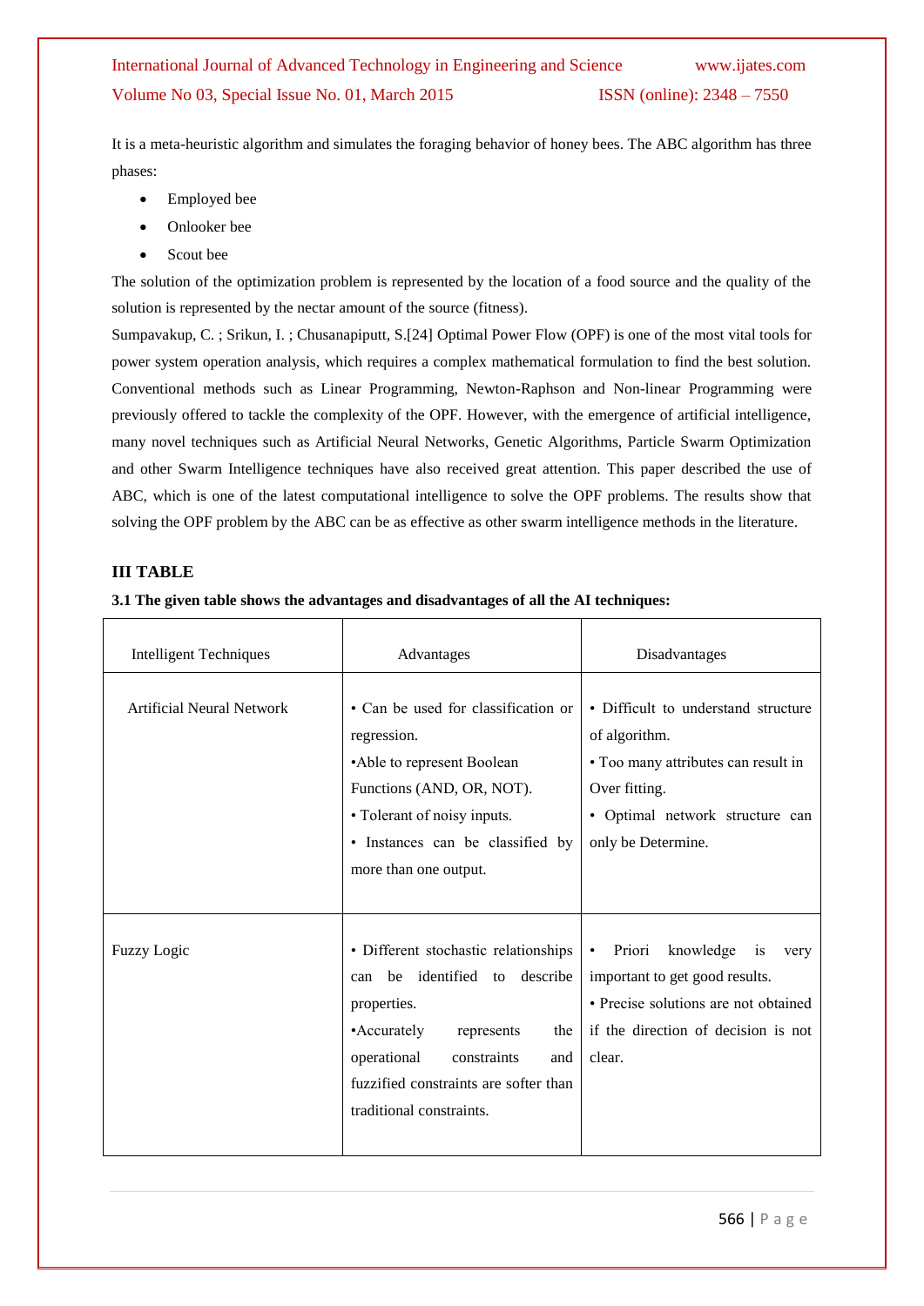It is a meta-heuristic algorithm and simulates the foraging behavior of honey bees. The ABC algorithm has three phases:

- Employed bee
- Onlooker bee
- Scout bee

The solution of the optimization problem is represented by the location of a food source and the quality of the solution is represented by the nectar amount of the source (fitness).

Sumpavakup, C. ; Srikun, I. ; Chusanapiputt, S.[24] Optimal Power Flow (OPF) is one of the most vital tools for power system operation analysis, which requires a complex mathematical formulation to find the best solution. Conventional methods such as Linear Programming, Newton-Raphson and Non-linear Programming were previously offered to tackle the complexity of the OPF. However, with the emergence of artificial intelligence, many novel techniques such as Artificial Neural Networks, Genetic Algorithms, Particle Swarm Optimization and other Swarm Intelligence techniques have also received great attention. This paper described the use of ABC, which is one of the latest computational intelligence to solve the OPF problems. The results show that solving the OPF problem by the ABC can be as effective as other swarm intelligence methods in the literature.

## III TABLE

**3.1 The given table shows the advantages and disadvantages of all the AI techniques:**

| Intelligent Techniques | Advantages | Disadvantages |
|---|---|---|
| Artificial Neural Network | • Can be used for classification or regression.<br>•Able to represent Boolean Functions (AND, OR, NOT).<br>• Tolerant of noisy inputs.<br>• Instances can be classified by more than one output. | • Difficult to understand structure of algorithm.<br>• Too many attributes can result in Over fitting.<br>• Optimal network structure can only be Determine. |
| Fuzzy Logic | • Different stochastic relationships can be identified to describe properties.<br>•Accurately represents the operational constraints and fuzzified constraints are softer than traditional constraints. | • Priori knowledge is very important to get good results.<br>• Precise solutions are not obtained if the direction of decision is not clear. |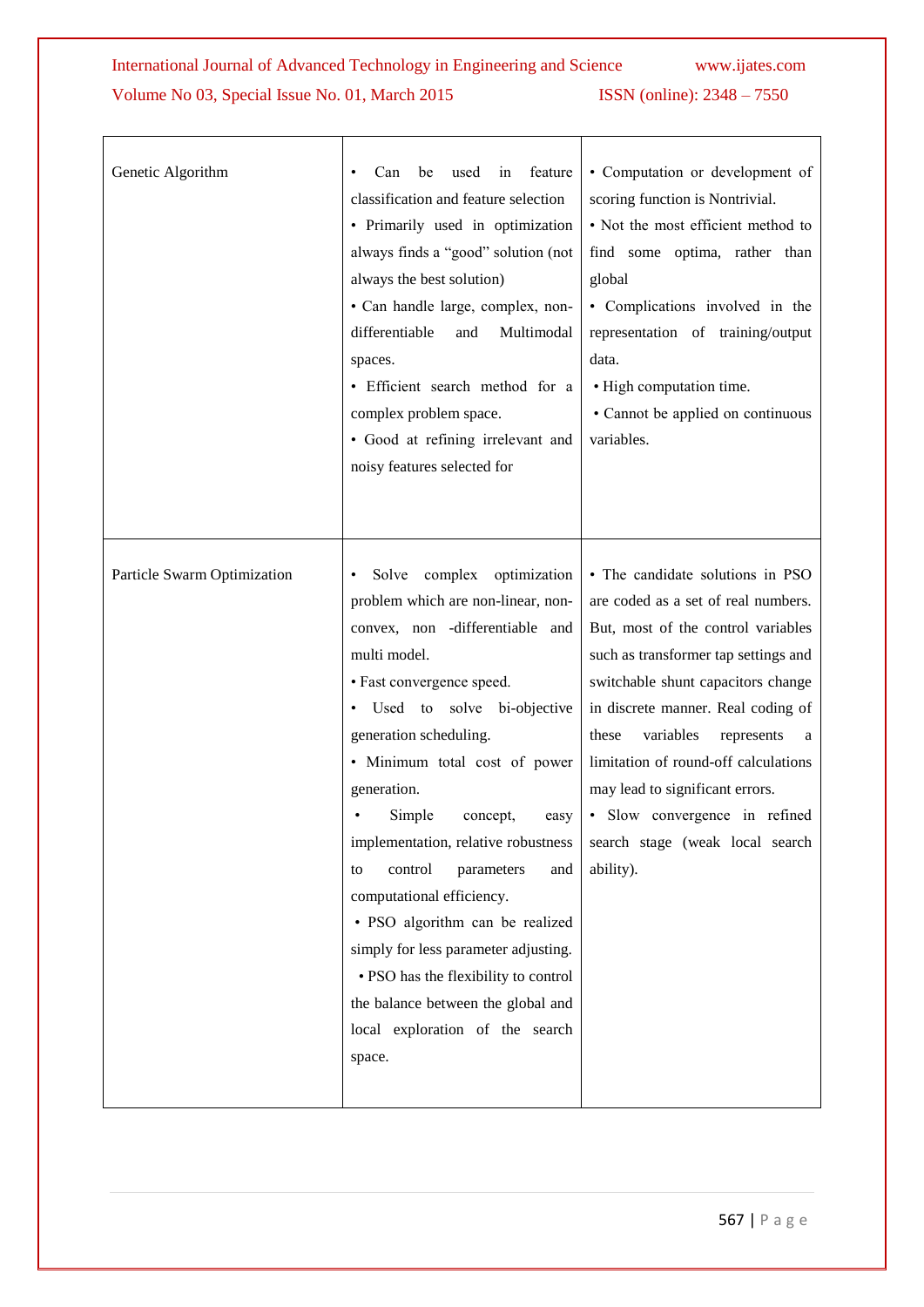| | | |
|---|---|---|
| Genetic Algorithm | • Can be used in feature classification and feature selection<br>• Primarily used in optimization always finds a "good" solution (not always the best solution)<br>• Can handle large, complex, non-differentiable and Multimodal spaces.<br>• Efficient search method for a complex problem space.<br>• Good at refining irrelevant and noisy features selected for | • Computation or development of scoring function is Nontrivial.<br>• Not the most efficient method to find some optima, rather than global<br>• Complications involved in the representation of training/output data.<br>• High computation time.<br>• Cannot be applied on continuous variables. |
| Particle Swarm Optimization | • Solve complex optimization problem which are non-linear, non-convex, non -differentiable and multi model.<br>• Fast convergence speed.<br>• Used to solve bi-objective generation scheduling.<br>• Minimum total cost of power generation.<br>• Simple concept, easy implementation, relative robustness to control parameters and computational efficiency.<br>• PSO algorithm can be realized simply for less parameter adjusting.<br>• PSO has the flexibility to control the balance between the global and local exploration of the search space. | • The candidate solutions in PSO are coded as a set of real numbers. But, most of the control variables such as transformer tap settings and switchable shunt capacitors change in discrete manner. Real coding of these variables represents a limitation of round-off calculations may lead to significant errors.<br>• Slow convergence in refined search stage (weak local search ability). |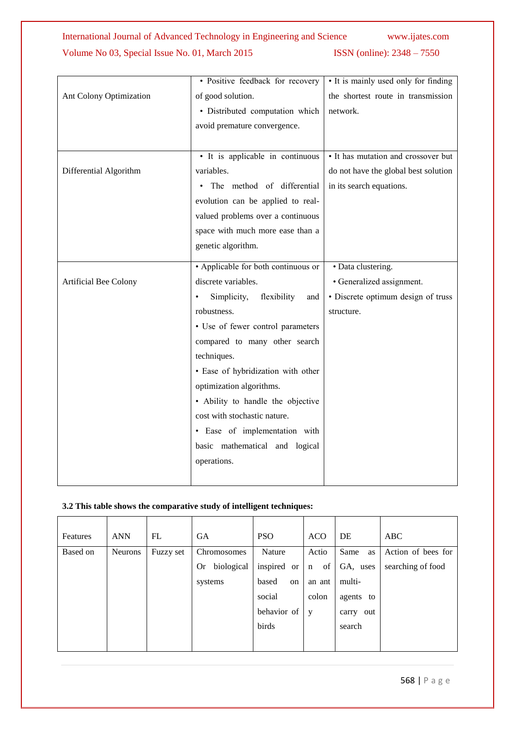| | | |
|---|---|---|
| Ant Colony Optimization | • Positive feedback for recovery of good solution.<br>• Distributed computation which avoid premature convergence. | • It is mainly used only for finding the shortest route in transmission network. |
| Differential Algorithm | • It is applicable in continuous variables.<br>• The method of differential evolution can be applied to real-valued problems over a continuous space with much more ease than a genetic algorithm. | • It has mutation and crossover but do not have the global best solution in its search equations. |
| Artificial Bee Colony | • Applicable for both continuous or discrete variables.<br>• Simplicity, flexibility and robustness.<br>• Use of fewer control parameters compared to many other search techniques.<br>• Ease of hybridization with other optimization algorithms.<br>• Ability to handle the objective cost with stochastic nature.<br>• Ease of implementation with basic mathematical and logical operations. | • Data clustering.<br>• Generalized assignment.<br>• Discrete optimum design of truss structure. |

**3.2 This table shows the comparative study of intelligent techniques:**

| Features | ANN | FL | GA | PSO | ACO | DE | ABC |
|---|---|---|---|---|---|---|---|
| Based on | Neurons | Fuzzy set | Chromosomes Or biological systems | Nature inspired or based on social behavior of birds | Action of an ant colony | Same as GA, uses multi-agents to carry out search | Action of bees for searching of food |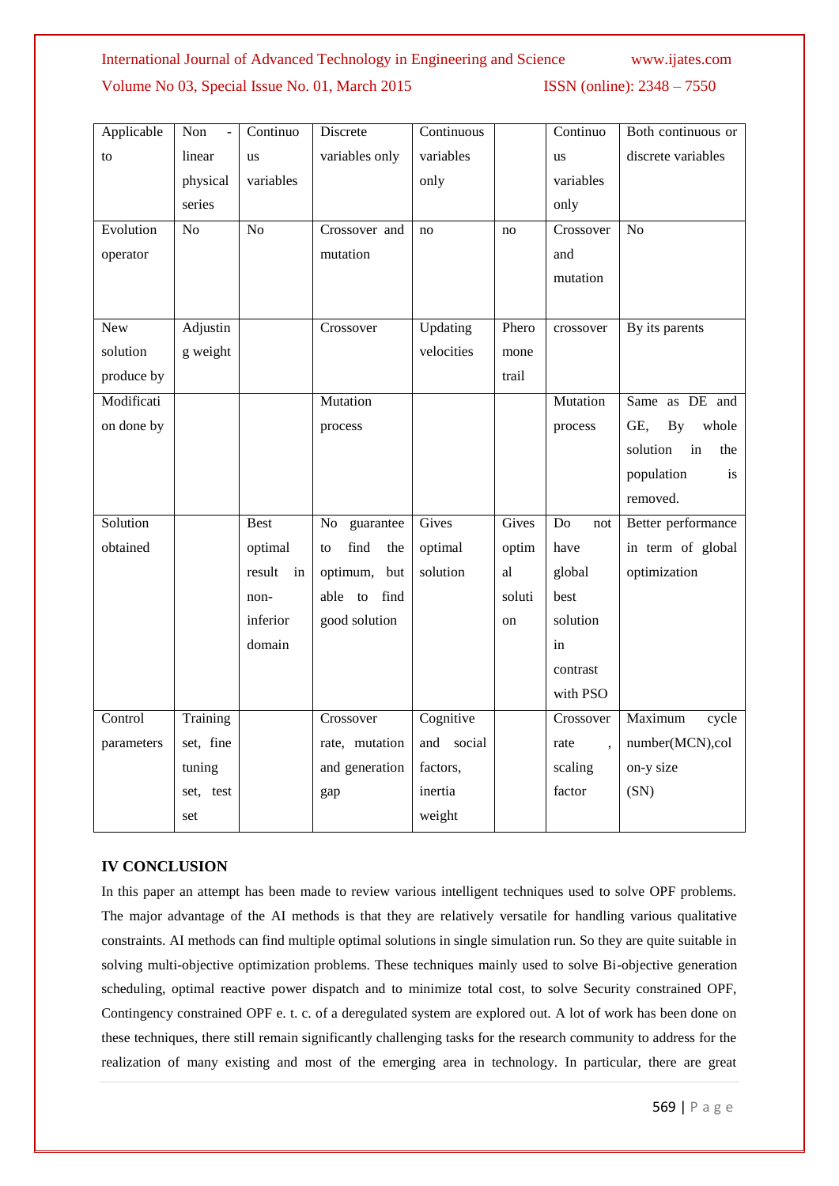| Applicable to | Non - linear physical series | Continuous variables | Discrete variables only | Continuous variables only | | Continuous variables only | Both continuous or discrete variables |
|---|---|---|---|---|---|---|---|
| Evolution operator | No | No | Crossover and mutation | no | no | Crossover and mutation | No |
| New solution produce by | Adjusting weight | | Crossover | Updating velocities | Pheromone trail | crossover | By its parents |
| Modification done by | | | Mutation process | | | Mutation process | Same as DE and GE, By whole solution in the population is removed. |
| Solution obtained | | Best optimal result in non-inferior domain | No guarantee to find the optimum, but able to find good solution | Gives optimal solution | Gives optimal solution | Do not have global best solution in contrast with PSO | Better performance in term of global optimization |
| Control parameters | Training set, fine tuning set, test set | | Crossover rate, mutation and generation gap | Cognitive and social factors, inertia weight | | Crossover rate , scaling factor | Maximum cycle number(MCN),colon-y size (SN) |

## IV CONCLUSION

In this paper an attempt has been made to review various intelligent techniques used to solve OPF problems. The major advantage of the AI methods is that they are relatively versatile for handling various qualitative constraints. AI methods can find multiple optimal solutions in single simulation run. So they are quite suitable in solving multi-objective optimization problems. These techniques mainly used to solve Bi-objective generation scheduling, optimal reactive power dispatch and to minimize total cost, to solve Security constrained OPF, Contingency constrained OPF e. t. c. of a deregulated system are explored out. A lot of work has been done on these techniques, there still remain significantly challenging tasks for the research community to address for the realization of many existing and most of the emerging area in technology. In particular, there are great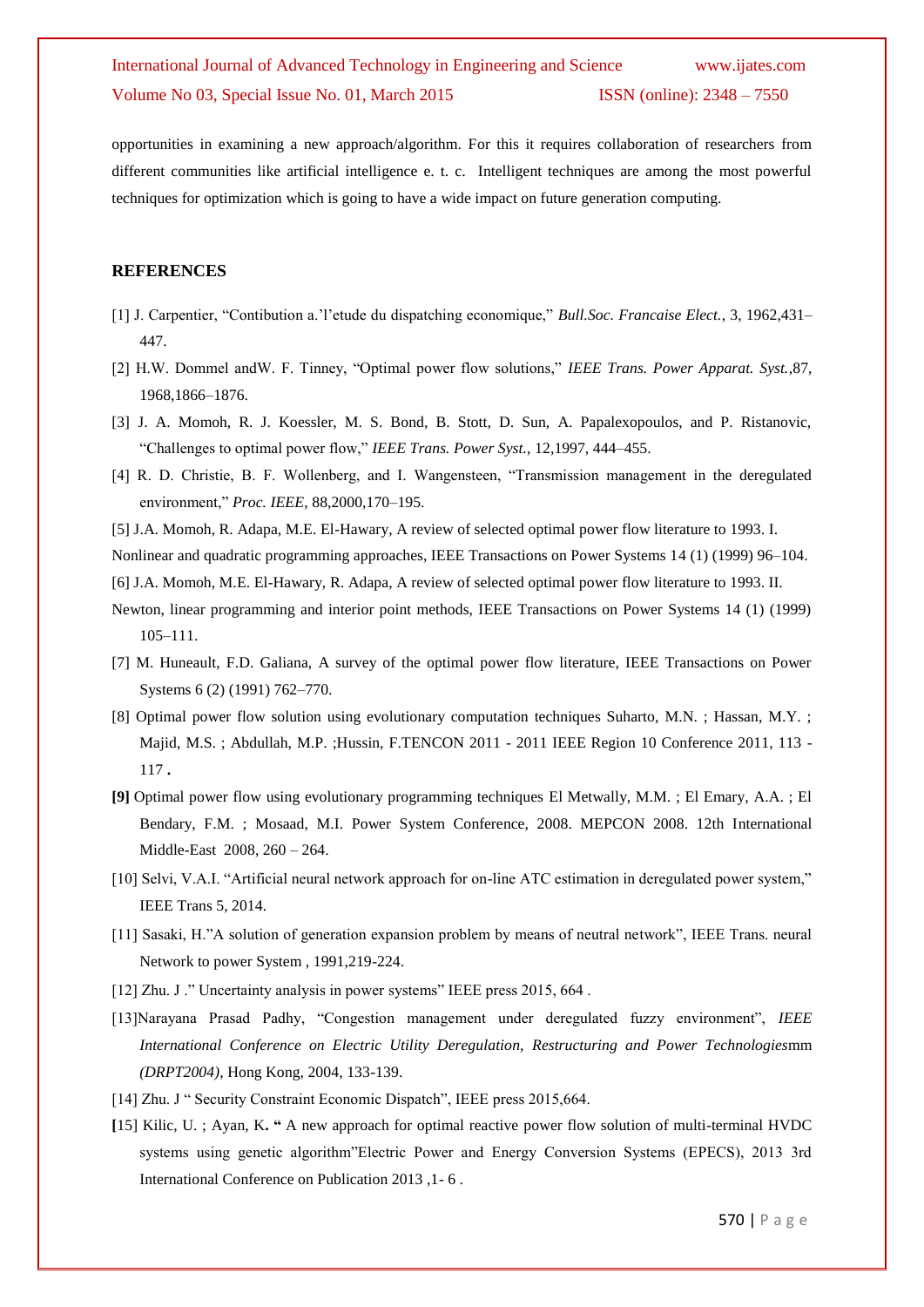opportunities in examining a new approach/algorithm. For this it requires collaboration of researchers from different communities like artificial intelligence e. t. c. Intelligent techniques are among the most powerful techniques for optimization which is going to have a wide impact on future generation computing.

## REFERENCES

[1] J. Carpentier, "Contibution a.'l'etude du dispatching economique," *Bull.Soc. Francaise Elect.*, 3, 1962,431–447.

[2] H.W. Dommel andW. F. Tinney, "Optimal power flow solutions," *IEEE Trans. Power Apparat. Syst.*,87, 1968,1866–1876.

[3] J. A. Momoh, R. J. Koessler, M. S. Bond, B. Stott, D. Sun, A. Papalexopoulos, and P. Ristanovic, "Challenges to optimal power flow," *IEEE Trans. Power Syst.*, 12,1997, 444–455.

[4] R. D. Christie, B. F. Wollenberg, and I. Wangensteen, "Transmission management in the deregulated environment," *Proc. IEEE*, 88,2000,170–195.

[5] J.A. Momoh, R. Adapa, M.E. El-Hawary, A review of selected optimal power flow literature to 1993. I. Nonlinear and quadratic programming approaches, IEEE Transactions on Power Systems 14 (1) (1999) 96–104.

[6] J.A. Momoh, M.E. El-Hawary, R. Adapa, A review of selected optimal power flow literature to 1993. II. Newton, linear programming and interior point methods, IEEE Transactions on Power Systems 14 (1) (1999) 105–111.

[7] M. Huneault, F.D. Galiana, A survey of the optimal power flow literature, IEEE Transactions on Power Systems 6 (2) (1991) 762–770.

[8] Optimal power flow solution using evolutionary computation techniques Suharto, M.N. ; Hassan, M.Y. ; Majid, M.S. ; Abdullah, M.P. ;Hussin, F.TENCON 2011 - 2011 IEEE Region 10 Conference 2011, 113 - 117 **.**

**[9]** Optimal power flow using evolutionary programming techniques El Metwally, M.M. ; El Emary, A.A. ; El Bendary, F.M. ; Mosaad, M.I. Power System Conference, 2008. MEPCON 2008. 12th International Middle-East 2008, 260 – 264.

[10] Selvi, V.A.I. "Artificial neural network approach for on-line ATC estimation in deregulated power system," IEEE Trans 5, 2014.

[11] Sasaki, H."A solution of generation expansion problem by means of neutral network", IEEE Trans. neural Network to power System , 1991,219-224.

[12] Zhu. J ." Uncertainty analysis in power systems" IEEE press 2015, 664 .

[13]Narayana Prasad Padhy, "Congestion management under deregulated fuzzy environment", *IEEE International Conference on Electric Utility Deregulation, Restructuring and Power Technologies*mm *(DRPT2004)*, Hong Kong, 2004, 133-139.

[14] Zhu. J " Security Constraint Economic Dispatch", IEEE press 2015,664.

**[**15] Kilic, U. ; Ayan, K**. "** A new approach for optimal reactive power flow solution of multi-terminal HVDC systems using genetic algorithm"Electric Power and Energy Conversion Systems (EPECS), 2013 3rd International Conference on Publication 2013 ,1- 6 .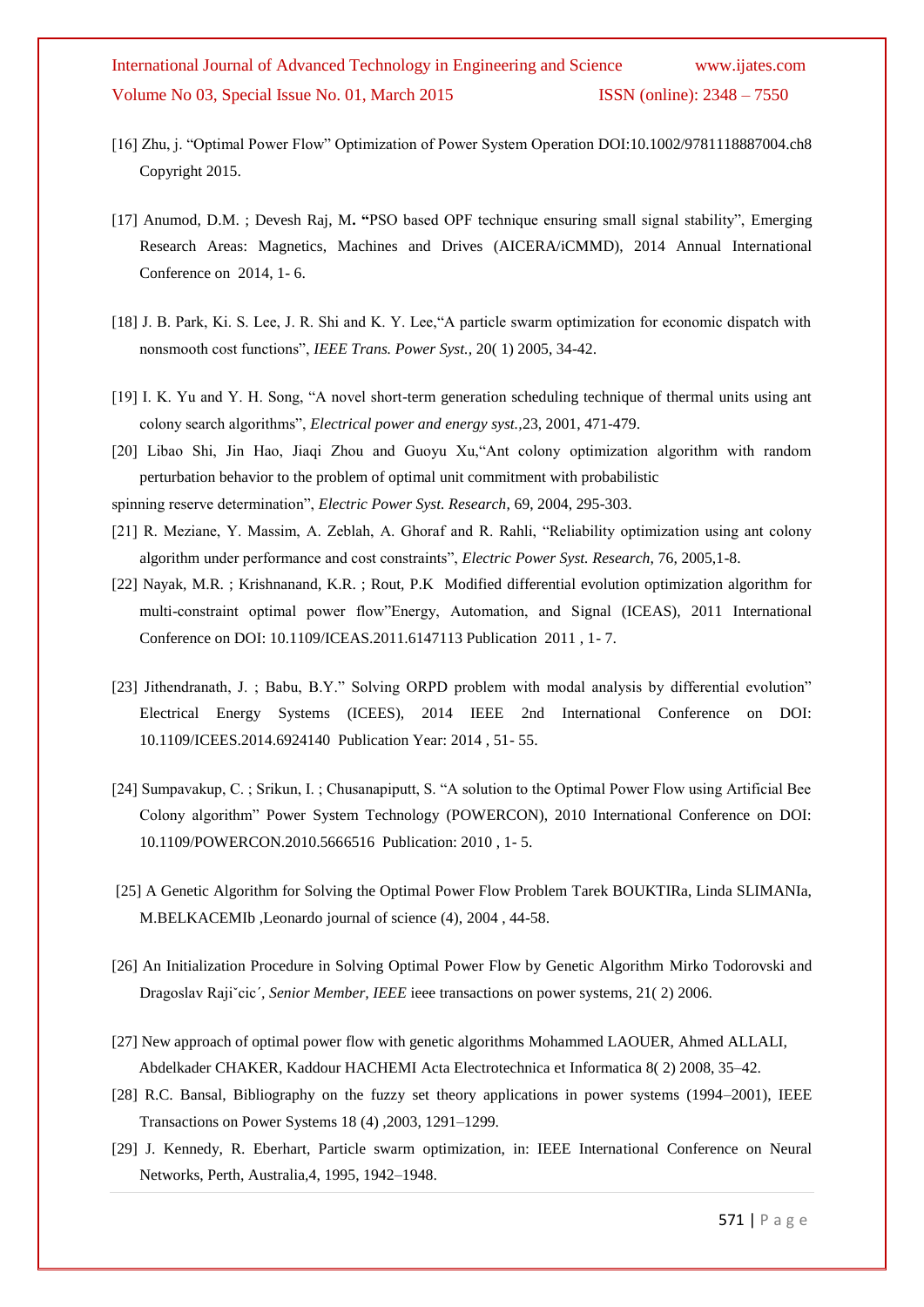[16] Zhu, j. “Optimal Power Flow” Optimization of Power System Operation DOI:10.1002/9781118887004.ch8 Copyright 2015.

[17] Anumod, D.M. ; Devesh Raj, M**. “**PSO based OPF technique ensuring small signal stability”, Emerging Research Areas: Magnetics, Machines and Drives (AICERA/iCMMD), 2014 Annual International Conference on 2014, 1- 6.

[18] J. B. Park, Ki. S. Lee, J. R. Shi and K. Y. Lee,“A particle swarm optimization for economic dispatch with nonsmooth cost functions”, *IEEE Trans. Power Syst.*, 20( 1) 2005, 34-42.

[19] I. K. Yu and Y. H. Song, “A novel short-term generation scheduling technique of thermal units using ant colony search algorithms”, *Electrical power and energy syst.,*23, 2001, 471-479.

[20] Libao Shi, Jin Hao, Jiaqi Zhou and Guoyu Xu,“Ant colony optimization algorithm with random perturbation behavior to the problem of optimal unit commitment with probabilistic spinning reserve determination”, *Electric Power Syst. Research*, 69, 2004, 295-303.

[21] R. Meziane, Y. Massim, A. Zeblah, A. Ghoraf and R. Rahli, “Reliability optimization using ant colony algorithm under performance and cost constraints”, *Electric Power Syst. Research*, 76, 2005,1-8.

[22] Nayak, M.R. ; Krishnanand, K.R. ; Rout, P.K Modified differential evolution optimization algorithm for multi-constraint optimal power flow”Energy, Automation, and Signal (ICEAS), 2011 International Conference on DOI: 10.1109/ICEAS.2011.6147113 Publication 2011 , 1- 7.

[23] Jithendranath, J. ; Babu, B.Y.” Solving ORPD problem with modal analysis by differential evolution” Electrical Energy Systems (ICEES), 2014 IEEE 2nd International Conference on DOI: 10.1109/ICEES.2014.6924140 Publication Year: 2014 , 51- 55.

[24] Sumpavakup, C. ; Srikun, I. ; Chusanapiputt, S. “A solution to the Optimal Power Flow using Artificial Bee Colony algorithm” Power System Technology (POWERCON), 2010 International Conference on DOI: 10.1109/POWERCON.2010.5666516 Publication: 2010 , 1- 5.

[25] A Genetic Algorithm for Solving the Optimal Power Flow Problem Tarek BOUKTIRa, Linda SLIMANIa, M.BELKACEMIb ,Leonardo journal of science (4), 2004 , 44-58.

[26] An Initialization Procedure in Solving Optimal Power Flow by Genetic Algorithm Mirko Todorovski and Dragoslav Rajiˇcic´, *Senior Member, IEEE* ieee transactions on power systems, 21( 2) 2006.

[27] New approach of optimal power flow with genetic algorithms Mohammed LAOUER, Ahmed ALLALI, Abdelkader CHAKER, Kaddour HACHEMI Acta Electrotechnica et Informatica 8( 2) 2008, 35–42.

[28] R.C. Bansal, Bibliography on the fuzzy set theory applications in power systems (1994–2001), IEEE Transactions on Power Systems 18 (4) ,2003, 1291–1299.

[29] J. Kennedy, R. Eberhart, Particle swarm optimization, in: IEEE International Conference on Neural Networks, Perth, Australia,4, 1995, 1942–1948.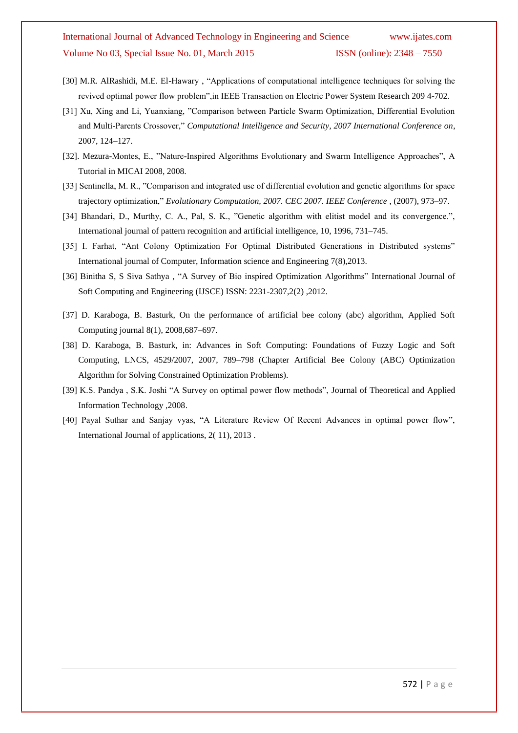[30] M.R. AlRashidi, M.E. El-Hawary , "Applications of computational intelligence techniques for solving the revived optimal power flow problem",in IEEE Transaction on Electric Power System Research 209 4-702.

[31] Xu, Xing and Li, Yuanxiang, "Comparison between Particle Swarm Optimization, Differential Evolution and Multi-Parents Crossover," *Computational Intelligence and Security, 2007 International Conference on*, 2007, 124–127.

[32]. Mezura-Montes, E., "Nature-Inspired Algorithms Evolutionary and Swarm Intelligence Approaches", A Tutorial in MICAI 2008, 2008.

[33] Sentinella, M. R., "Comparison and integrated use of differential evolution and genetic algorithms for space trajectory optimization," *Evolutionary Computation, 2007. CEC 2007. IEEE Conference* , (2007), 973–97.

[34] Bhandari, D., Murthy, C. A., Pal, S. K., "Genetic algorithm with elitist model and its convergence.", International journal of pattern recognition and artificial intelligence, 10, 1996, 731–745.

[35] I. Farhat, "Ant Colony Optimization For Optimal Distributed Generations in Distributed systems" International journal of Computer, Information science and Engineering 7(8),2013.

[36] Binitha S, S Siva Sathya , "A Survey of Bio inspired Optimization Algorithms" International Journal of Soft Computing and Engineering (IJSCE) ISSN: 2231-2307,2(2) ,2012.

[37] D. Karaboga, B. Basturk, On the performance of artificial bee colony (abc) algorithm, Applied Soft Computing journal 8(1), 2008,687–697.

[38] D. Karaboga, B. Basturk, in: Advances in Soft Computing: Foundations of Fuzzy Logic and Soft Computing, LNCS, 4529/2007, 2007, 789–798 (Chapter Artificial Bee Colony (ABC) Optimization Algorithm for Solving Constrained Optimization Problems).

[39] K.S. Pandya , S.K. Joshi "A Survey on optimal power flow methods", Journal of Theoretical and Applied Information Technology ,2008.

[40] Payal Suthar and Sanjay vyas, "A Literature Review Of Recent Advances in optimal power flow", International Journal of applications, 2( 11), 2013 .